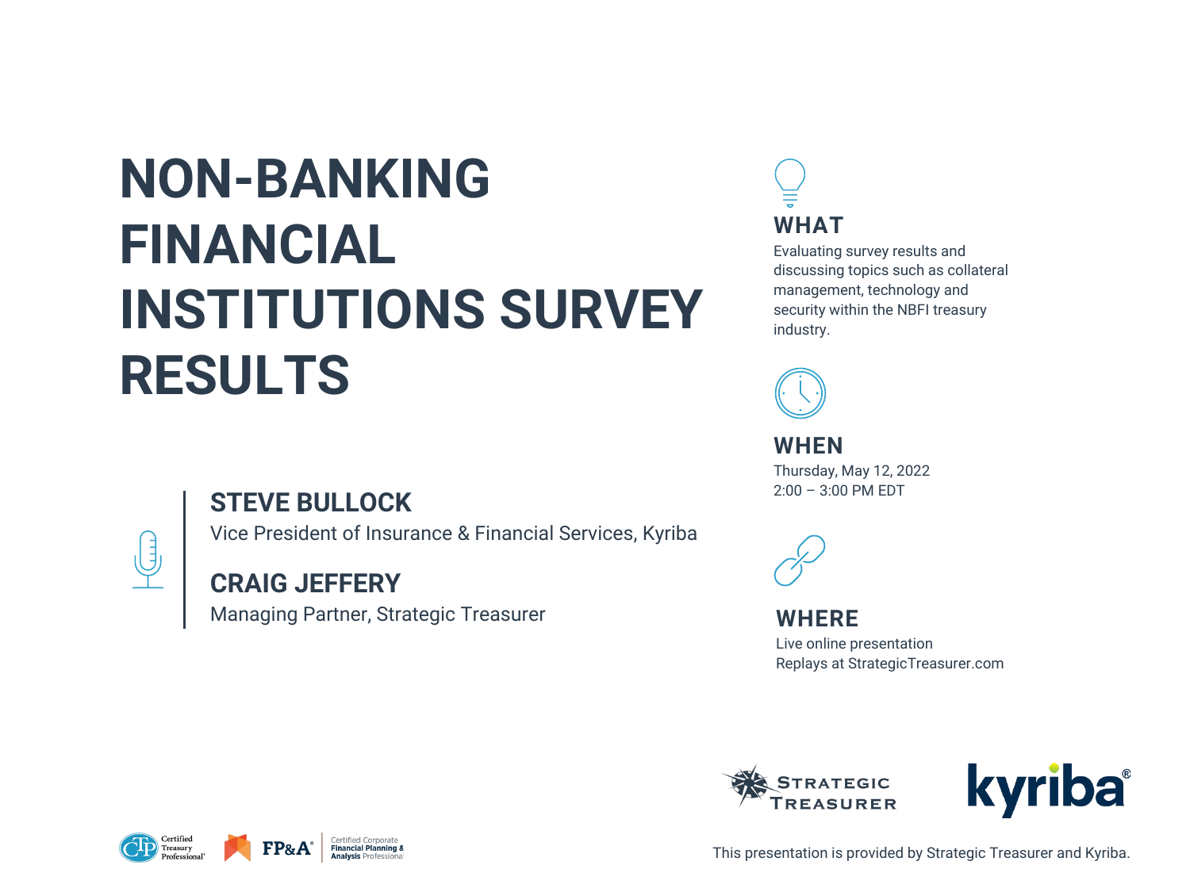# NON-BANKING FINANCIAL INSTITUTIONS SURVEY RESULTS

**STEVE BULLOCK**
Vice President of Insurance & Financial Services, Kyriba

**CRAIG JEFFERY**
Managing Partner, Strategic Treasurer

## WHAT

Evaluating survey results and discussing topics such as collateral management, technology and security within the NBFI treasury industry.

## WHEN

Thursday, May 12, 2022
2:00 – 3:00 PM EDT

## WHERE

Live online presentation
Replays at StrategicTreasurer.com

Strategic Treasurer | kyriba

Certified Treasury Professional | FP&A Certified Corporate Financial Planning & Analysis Professional

This presentation is provided by Strategic Treasurer and Kyriba.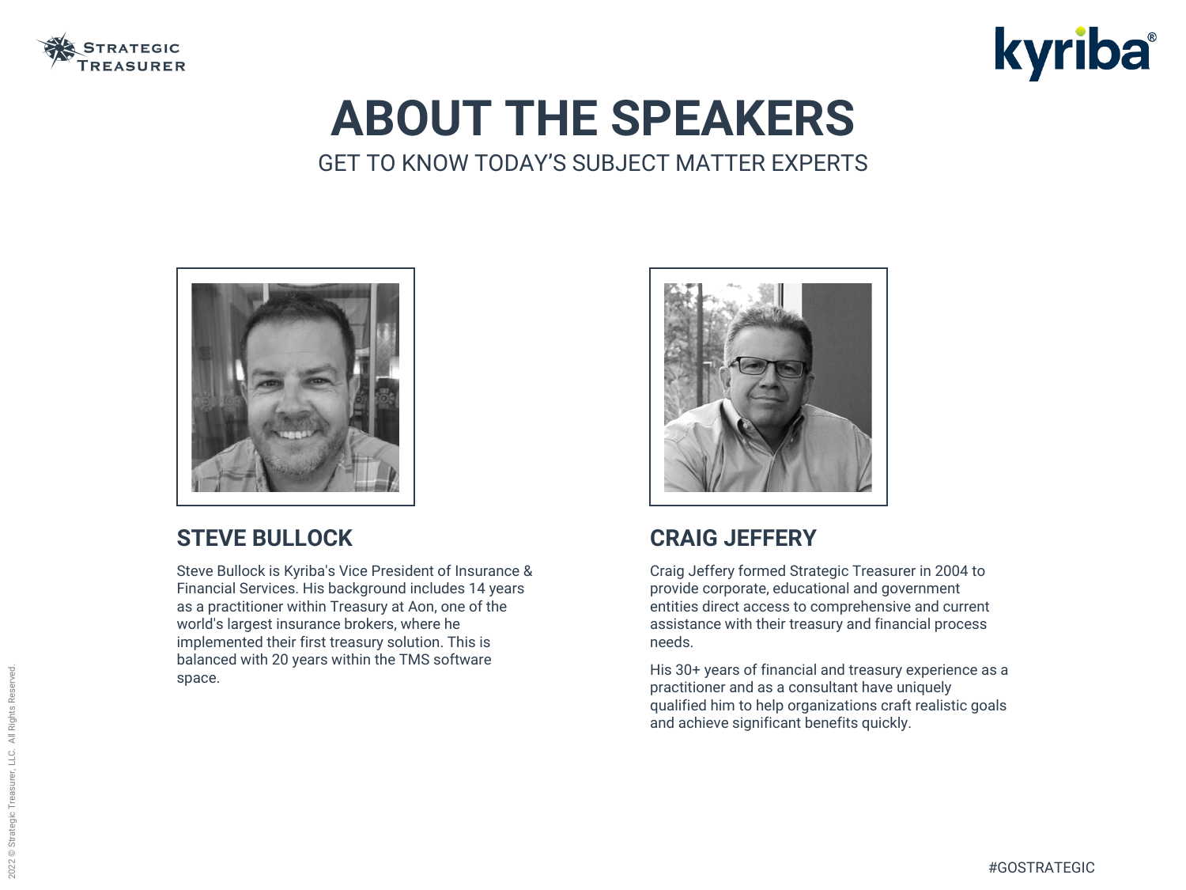# ABOUT THE SPEAKERS

GET TO KNOW TODAY'S SUBJECT MATTER EXPERTS

## STEVE BULLOCK

Steve Bullock is Kyriba's Vice President of Insurance & Financial Services. His background includes 14 years as a practitioner within Treasury at Aon, one of the world's largest insurance brokers, where he implemented their first treasury solution. This is balanced with 20 years within the TMS software space.

## CRAIG JEFFERY

Craig Jeffery formed Strategic Treasurer in 2004 to provide corporate, educational and government entities direct access to comprehensive and current assistance with their treasury and financial process needs.

His 30+ years of financial and treasury experience as a practitioner and as a consultant have uniquely qualified him to help organizations craft realistic goals and achieve significant benefits quickly.

#GOSTRATEGIC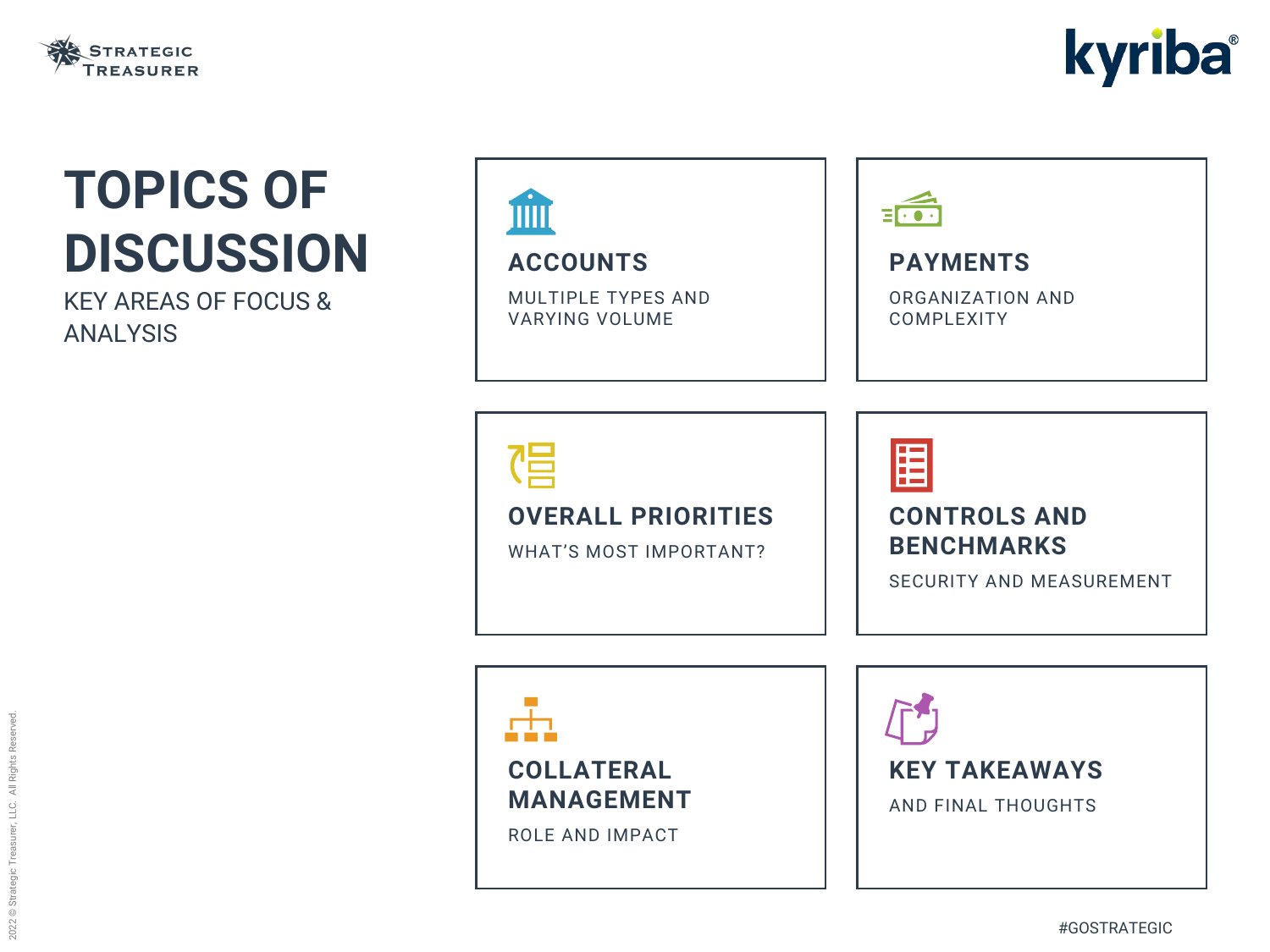# TOPICS OF DISCUSSION

KEY AREAS OF FOCUS & ANALYSIS

### ACCOUNTS

MULTIPLE TYPES AND VARYING VOLUME

### PAYMENTS

ORGANIZATION AND COMPLEXITY

### OVERALL PRIORITIES

WHAT'S MOST IMPORTANT?

### CONTROLS AND BENCHMARKS

SECURITY AND MEASUREMENT

### COLLATERAL MANAGEMENT

ROLE AND IMPACT

### KEY TAKEAWAYS

AND FINAL THOUGHTS

#GOSTRATEGIC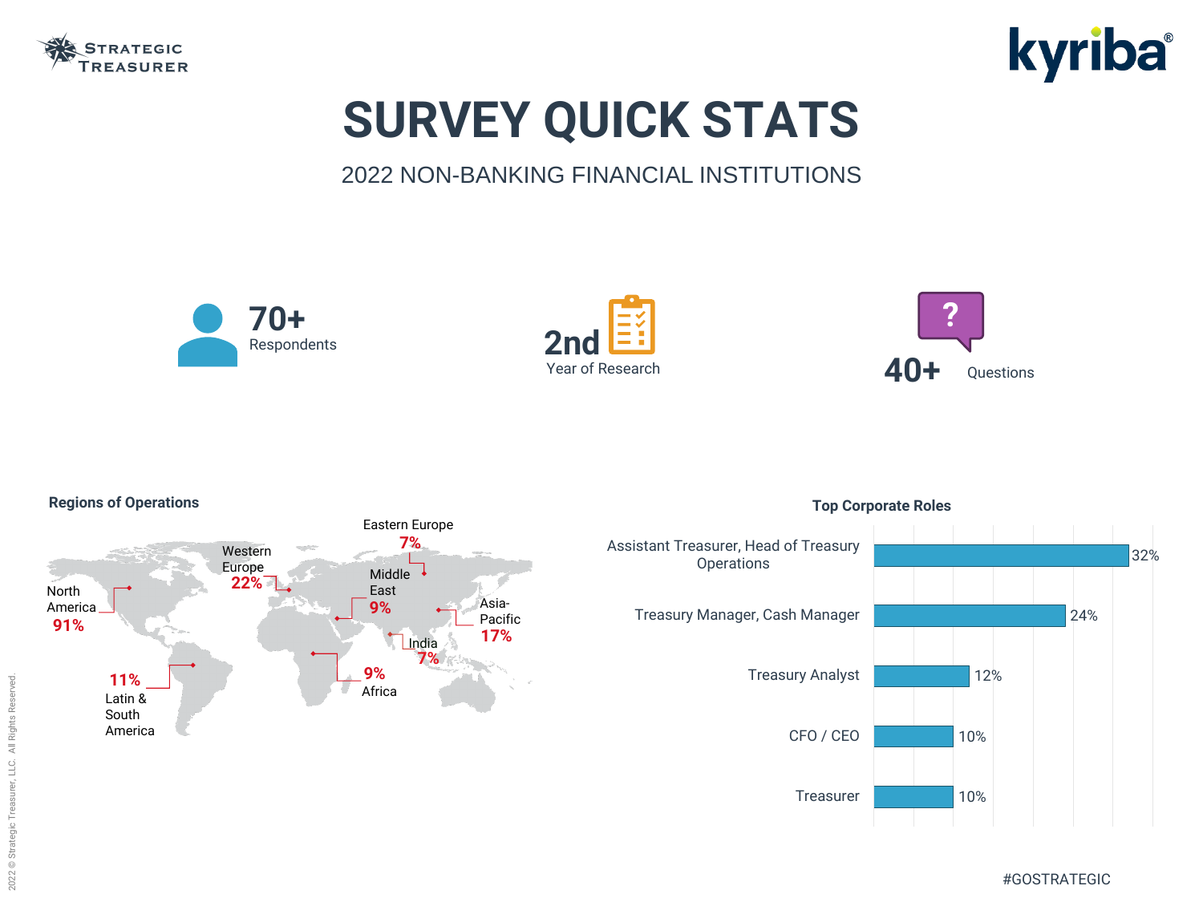# SURVEY QUICK STATS

## 2022 NON-BANKING FINANCIAL INSTITUTIONS

**70+** Respondents

**2nd** Year of Research

**40+** Questions

### Regions of Operations

| Region | % |
|---|---|
| North America | 91% |
| Western Europe | 22% |
| Eastern Europe | 7% |
| Middle East | 9% |
| Asia-Pacific | 17% |
| India | 7% |
| Africa | 9% |
| Latin & South America | 11% |

### Top Corporate Roles

| Role | % |
|---|---|
| Assistant Treasurer, Head of Treasury Operations | 32% |
| Treasury Manager, Cash Manager | 24% |
| Treasury Analyst | 12% |
| CFO / CEO | 10% |
| Treasurer | 10% |

#GOSTRATEGIC

2022 © Strategic Treasurer, LLC. All Rights Reserved.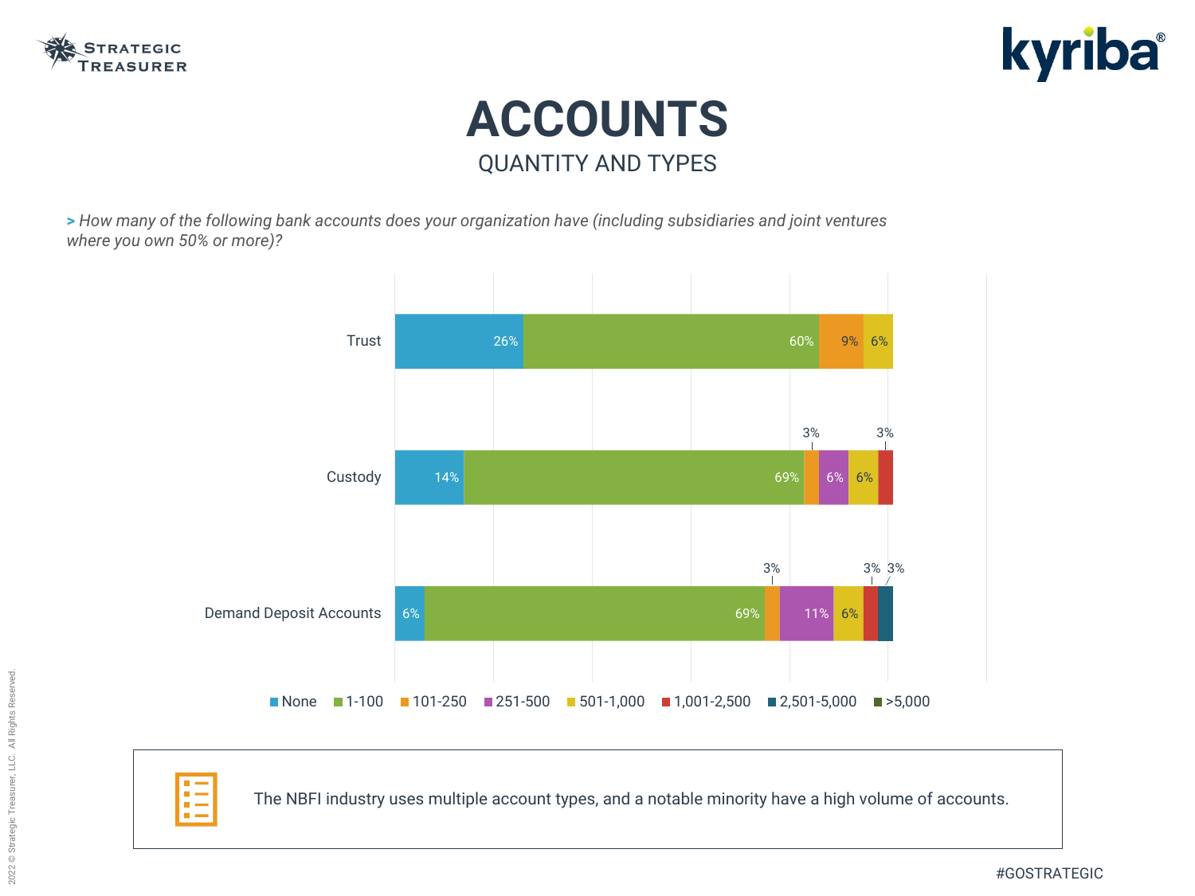# ACCOUNTS

## QUANTITY AND TYPES

*> How many of the following bank accounts does your organization have (including subsidiaries and joint ventures where you own 50% or more)?*

| | None | 1-100 | 101-250 | 251-500 | 501-1,000 | 1,001-2,500 | 2,501-5,000 | >5,000 |
|---|---|---|---|---|---|---|---|---|
| Trust | 26% | 60% | 9% | | 6% | | | |
| Custody | 14% | 69% | 3% | 6% | 6% | 3% | | |
| Demand Deposit Accounts | 6% | 69% | 3% | 11% | 6% | 3% | 3% | |

The NBFI industry uses multiple account types, and a notable minority have a high volume of accounts.

#GOSTRATEGIC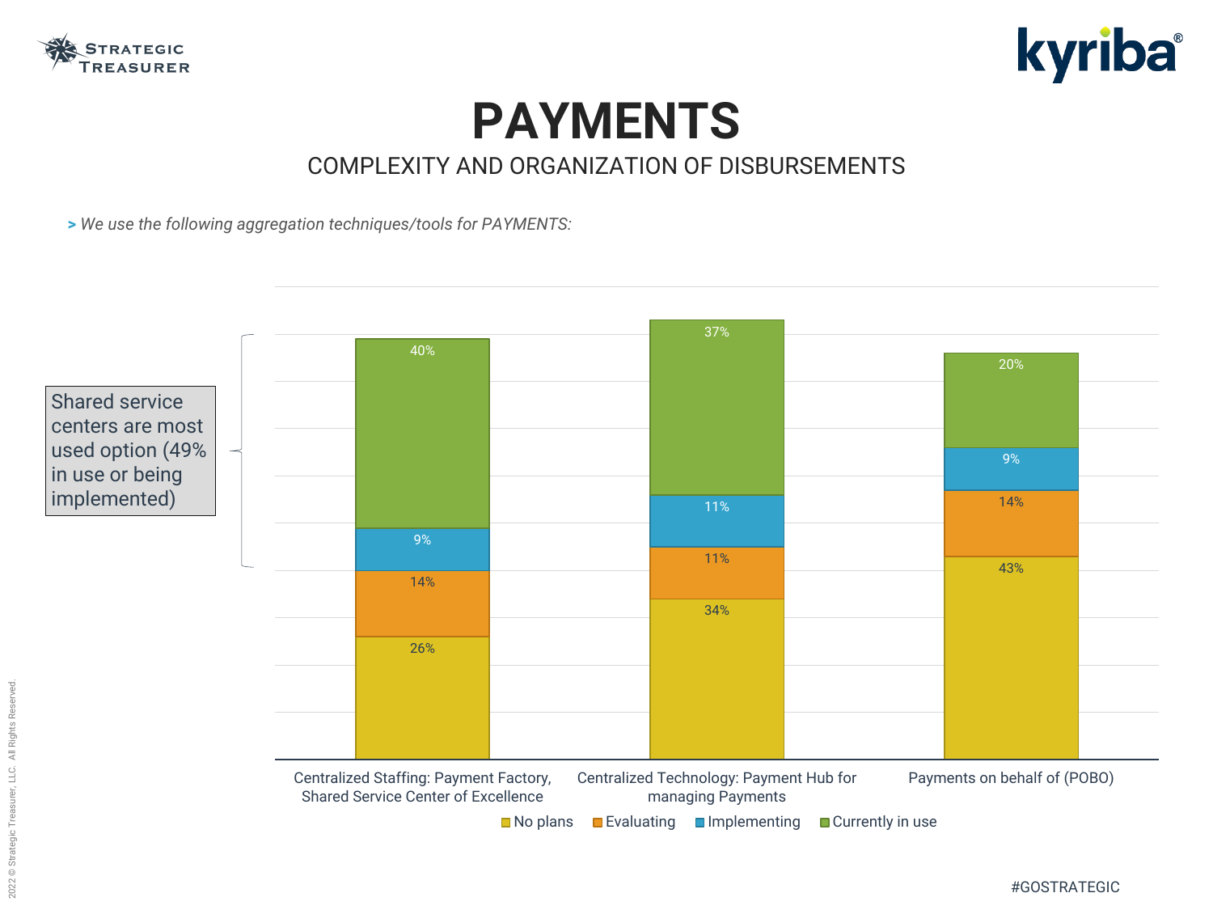# PAYMENTS

COMPLEXITY AND ORGANIZATION OF DISBURSEMENTS

> *We use the following aggregation techniques/tools for PAYMENTS:*

| | No plans | Evaluating | Implementing | Currently in use |
|---|---|---|---|---|
| Centralized Staffing: Payment Factory, Shared Service Center of Excellence | 26% | 14% | 9% | 40% |
| Centralized Technology: Payment Hub for managing Payments | 34% | 11% | 11% | 37% |
| Payments on behalf of (POBO) | 43% | 14% | 9% | 20% |

Shared service centers are most used option (49% in use or being implemented)

#GOSTRATEGIC

2022 © Strategic Treasurer, LLC. All Rights Reserved.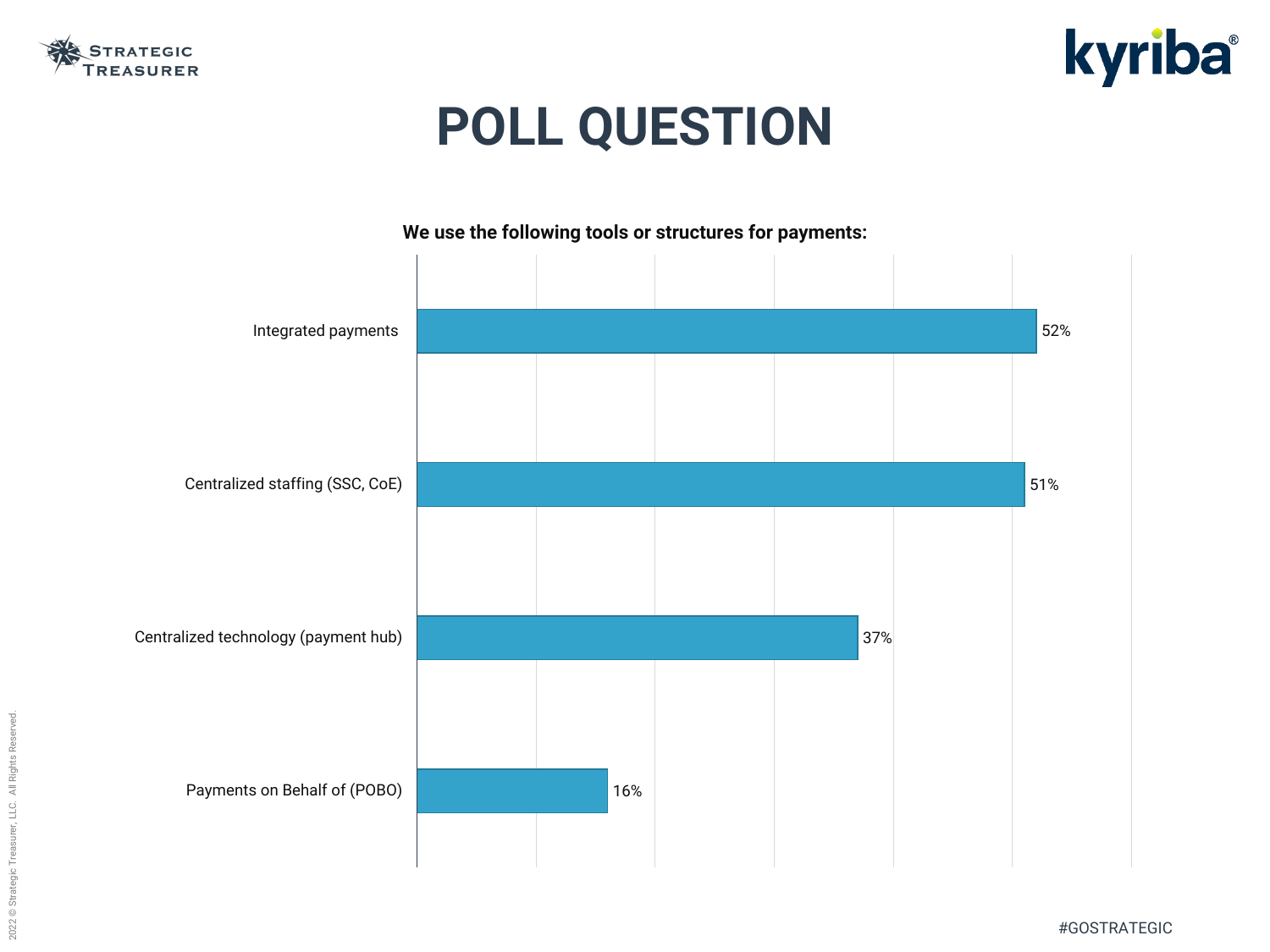# POLL QUESTION

**We use the following tools or structures for payments:**

| Tool or structure | Percentage |
| --- | --- |
| Integrated payments | 52% |
| Centralized staffing (SSC, CoE) | 51% |
| Centralized technology (payment hub) | 37% |
| Payments on Behalf of (POBO) | 16% |

#GOSTRATEGIC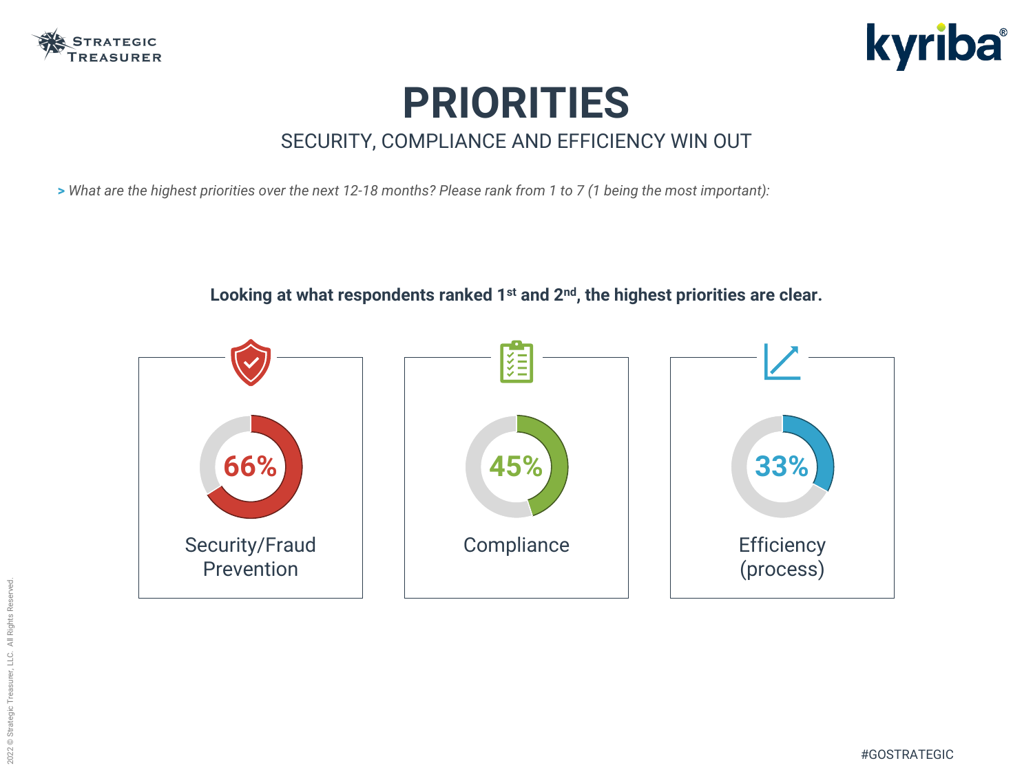# PRIORITIES

SECURITY, COMPLIANCE AND EFFICIENCY WIN OUT

*> What are the highest priorities over the next 12-18 months? Please rank from 1 to 7 (1 being the most important):*

**Looking at what respondents ranked 1st and 2nd, the highest priorities are clear.**

66%
Security/Fraud Prevention

45%
Compliance

33%
Efficiency (process)

#GOSTRATEGIC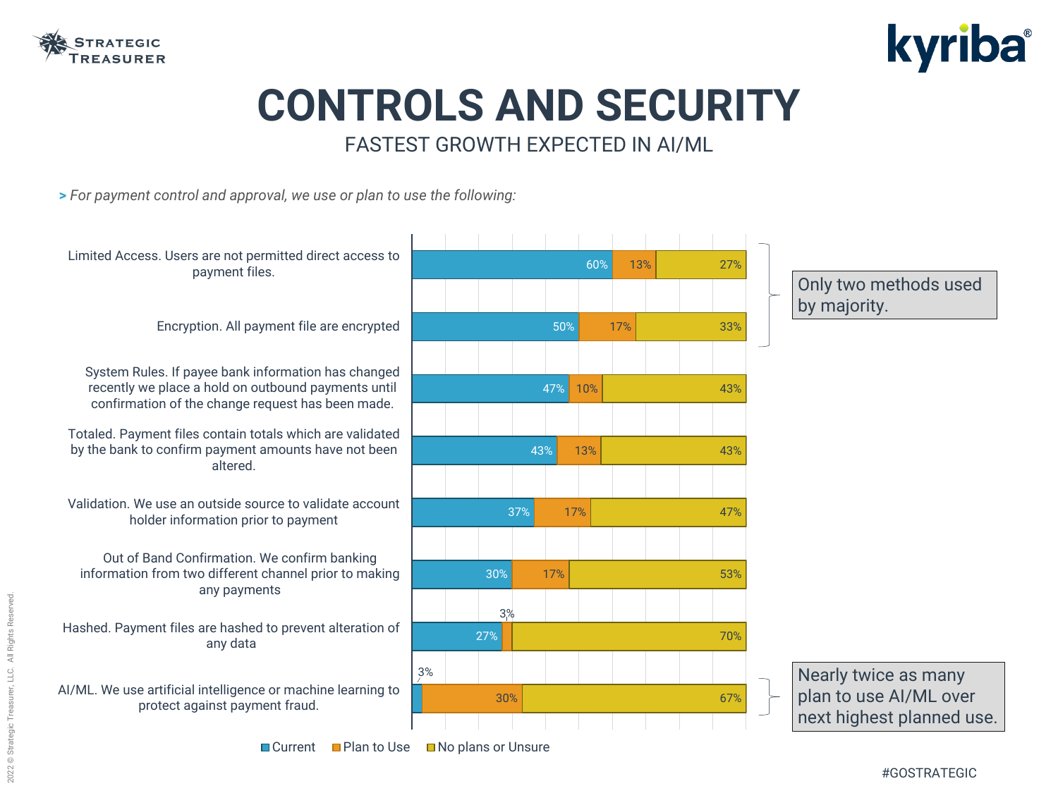# CONTROLS AND SECURITY

## FASTEST GROWTH EXPECTED IN AI/ML

*> For payment control and approval, we use or plan to use the following:*

| Method | Current | Plan to Use | No plans or Unsure |
|---|---|---|---|
| Limited Access. Users are not permitted direct access to payment files. | 60% | 13% | 27% |
| Encryption. All payment file are encrypted | 50% | 17% | 33% |
| System Rules. If payee bank information has changed recently we place a hold on outbound payments until confirmation of the change request has been made. | 47% | 10% | 43% |
| Totaled. Payment files contain totals which are validated by the bank to confirm payment amounts have not been altered. | 43% | 13% | 43% |
| Validation. We use an outside source to validate account holder information prior to payment | 37% | 17% | 47% |
| Out of Band Confirmation. We confirm banking information from two different channel prior to making any payments | 30% | 17% | 53% |
| Hashed. Payment files are hashed to prevent alteration of any data | 27% | 3% | 70% |
| AI/ML. We use artificial intelligence or machine learning to protect against payment fraud. | 3% | 30% | 67% |

Only two methods used by majority.

Nearly twice as many plan to use AI/ML over next highest planned use.

#GOSTRATEGIC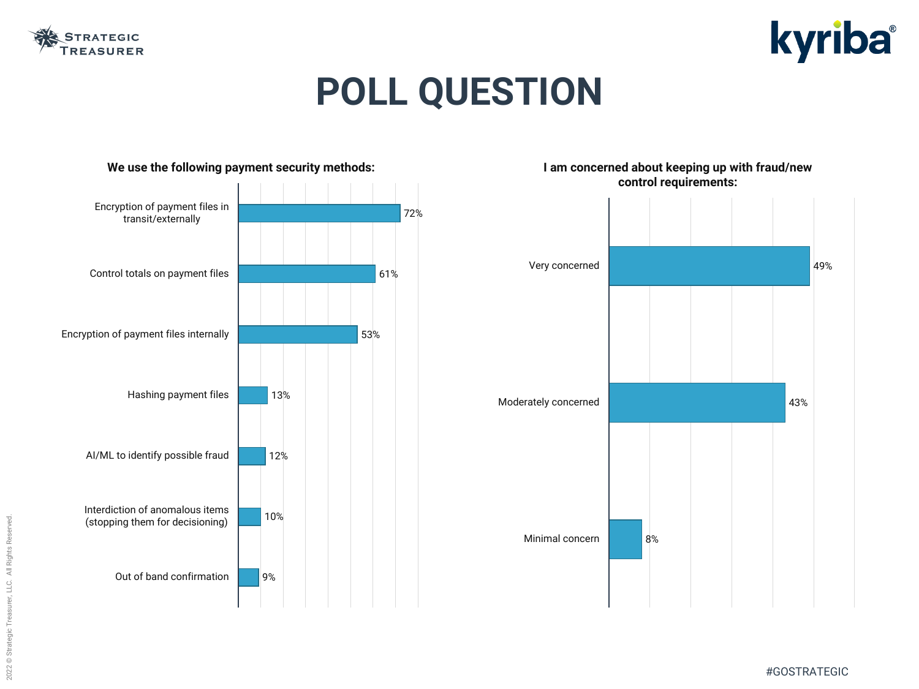# POLL QUESTION

**We use the following payment security methods:**

| Method | Percentage |
| --- | --- |
| Encryption of payment files in transit/externally | 72% |
| Control totals on payment files | 61% |
| Encryption of payment files internally | 53% |
| Hashing payment files | 13% |
| AI/ML to identify possible fraud | 12% |
| Interdiction of anomalous items (stopping them for decisioning) | 10% |
| Out of band confirmation | 9% |

**I am concerned about keeping up with fraud/new control requirements:**

| Response | Percentage |
| --- | --- |
| Very concerned | 49% |
| Moderately concerned | 43% |
| Minimal concern | 8% |

#GOSTRATEGIC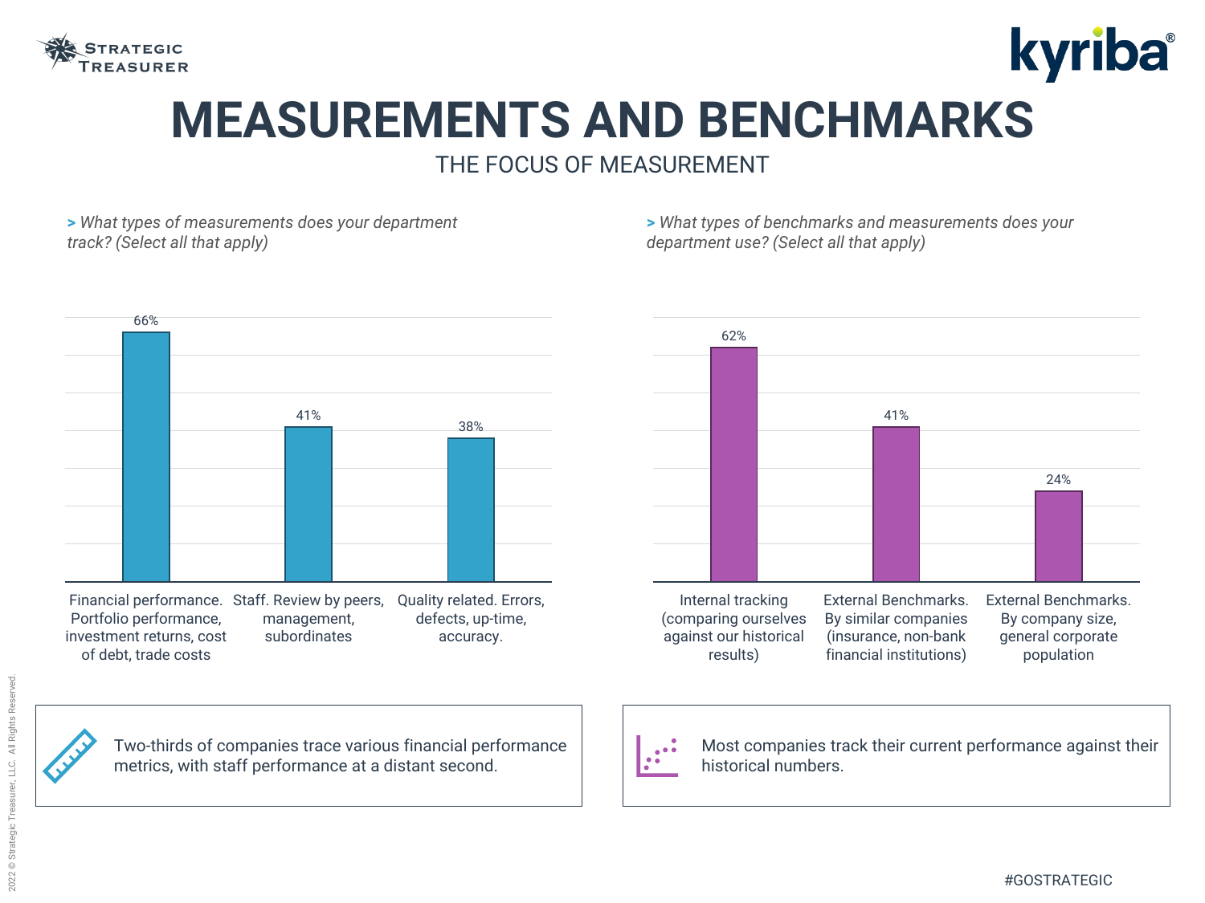# MEASUREMENTS AND BENCHMARKS

## THE FOCUS OF MEASUREMENT

*> What types of measurements does your department track? (Select all that apply)*

| Measurement | % |
|---|---|
| Financial performance. Portfolio performance, investment returns, cost of debt, trade costs | 66% |
| Staff. Review by peers, management, subordinates | 41% |
| Quality related. Errors, defects, up-time, accuracy. | 38% |

Two-thirds of companies trace various financial performance metrics, with staff performance at a distant second.

*> What types of benchmarks and measurements does your department use? (Select all that apply)*

| Benchmark | % |
|---|---|
| Internal tracking (comparing ourselves against our historical results) | 62% |
| External Benchmarks. By similar companies (insurance, non-bank financial institutions) | 41% |
| External Benchmarks. By company size, general corporate population | 24% |

Most companies track their current performance against their historical numbers.

#GOSTRATEGIC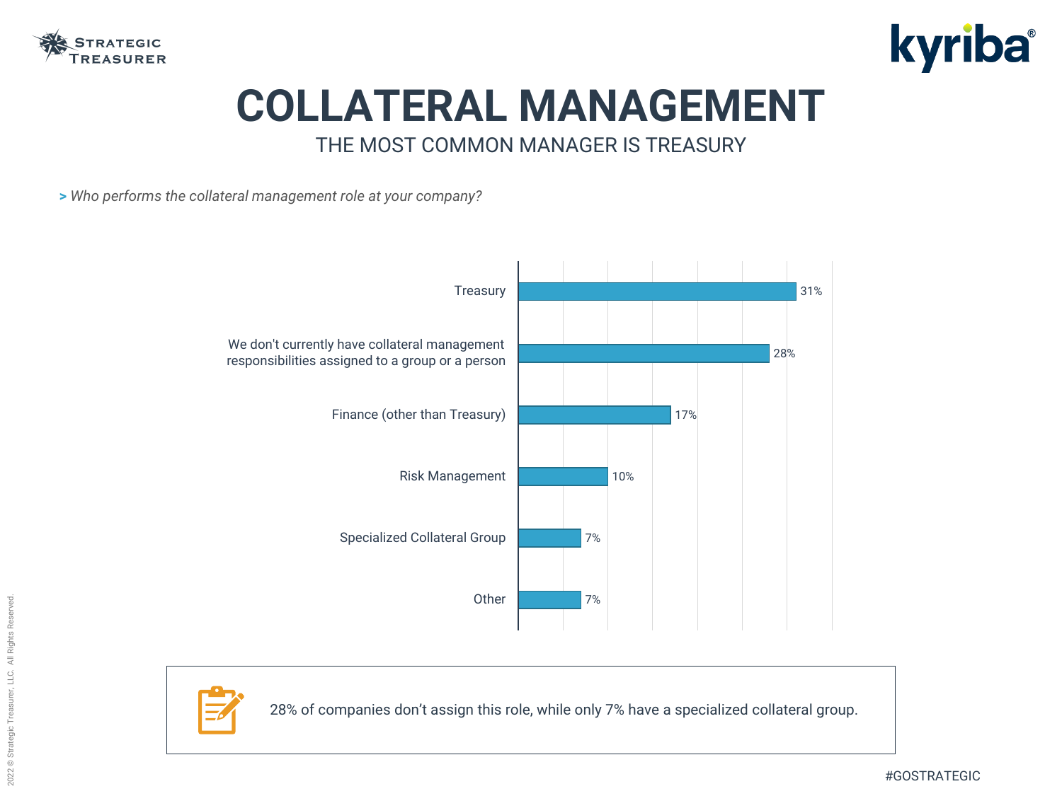# COLLATERAL MANAGEMENT

## THE MOST COMMON MANAGER IS TREASURY

*> Who performs the collateral management role at your company?*

| Response | Percentage |
| --- | --- |
| Treasury | 31% |
| We don't currently have collateral management responsibilities assigned to a group or a person | 28% |
| Finance (other than Treasury) | 17% |
| Risk Management | 10% |
| Specialized Collateral Group | 7% |
| Other | 7% |

28% of companies don't assign this role, while only 7% have a specialized collateral group.

#GOSTRATEGIC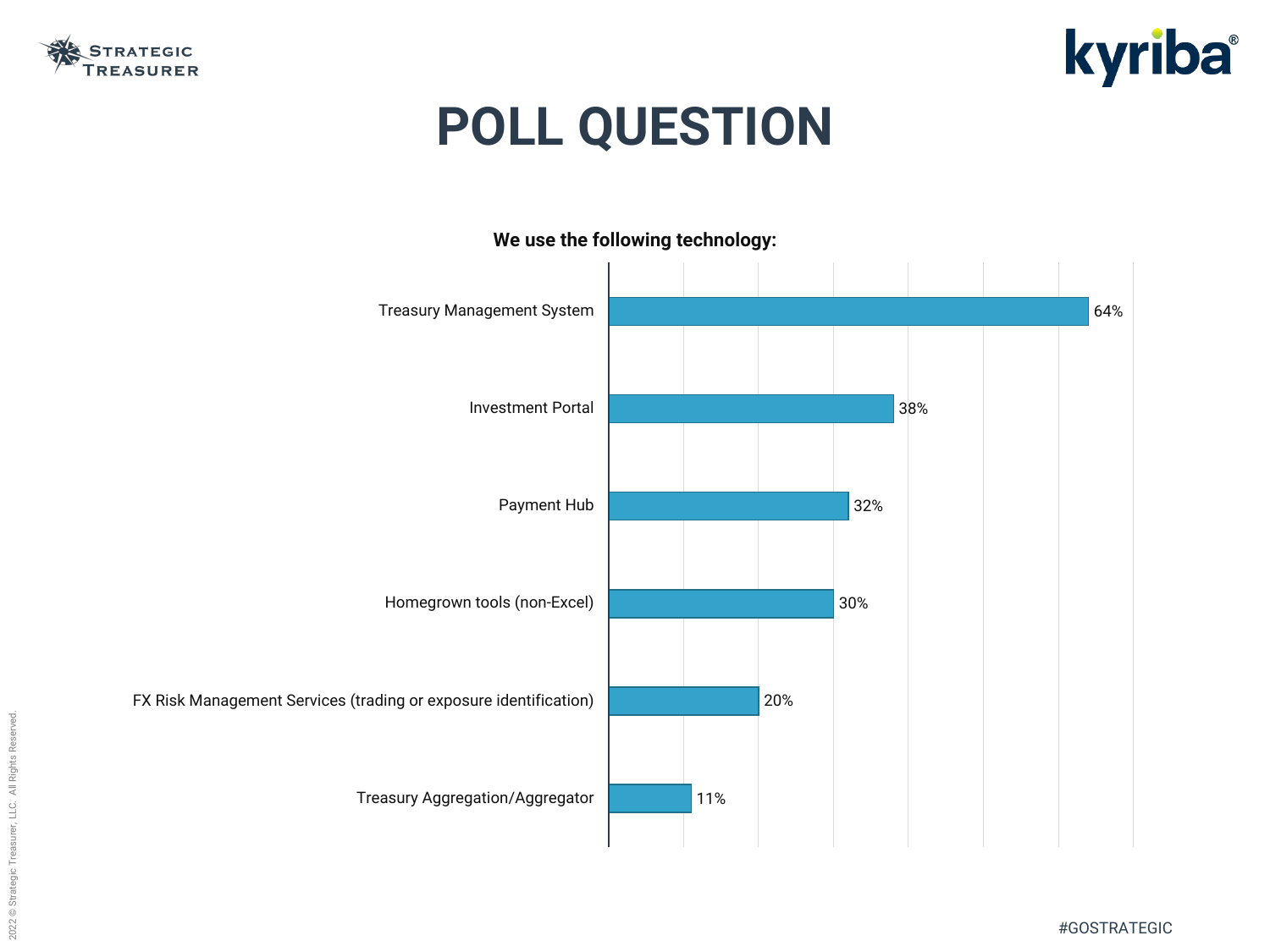# POLL QUESTION

**We use the following technology:**

| Technology | Percentage |
| --- | --- |
| Treasury Management System | 64% |
| Investment Portal | 38% |
| Payment Hub | 32% |
| Homegrown tools (non-Excel) | 30% |
| FX Risk Management Services (trading or exposure identification) | 20% |
| Treasury Aggregation/Aggregator | 11% |

#GOSTRATEGIC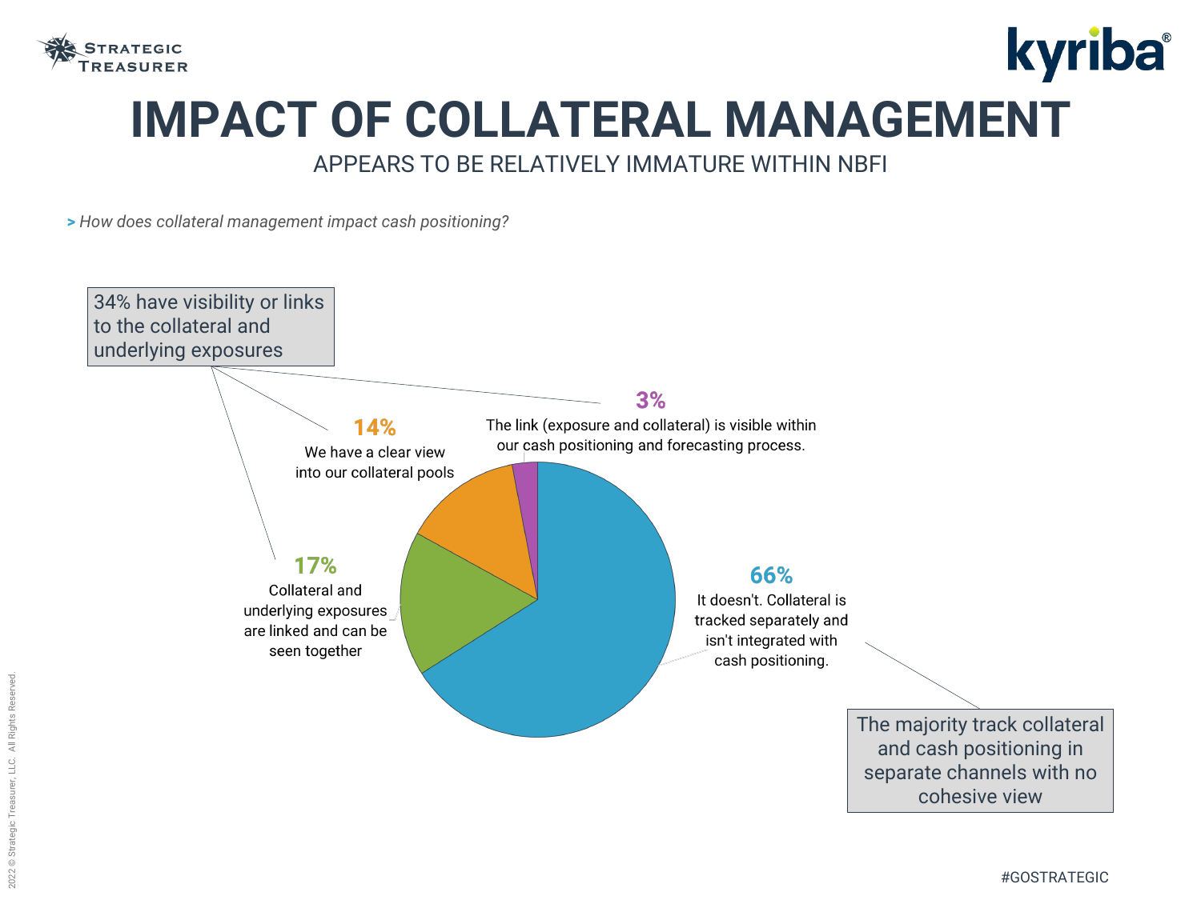# IMPACT OF COLLATERAL MANAGEMENT

APPEARS TO BE RELATIVELY IMMATURE WITHIN NBFI

> *How does collateral management impact cash positioning?*

34% have visibility or links to the collateral and underlying exposures

**14%**
We have a clear view into our collateral pools

**3%**
The link (exposure and collateral) is visible within our cash positioning and forecasting process.

**17%**
Collateral and underlying exposures are linked and can be seen together

**66%**
It doesn't. Collateral is tracked separately and isn't integrated with cash positioning.

The majority track collateral and cash positioning in separate channels with no cohesive view

#GOSTRATEGIC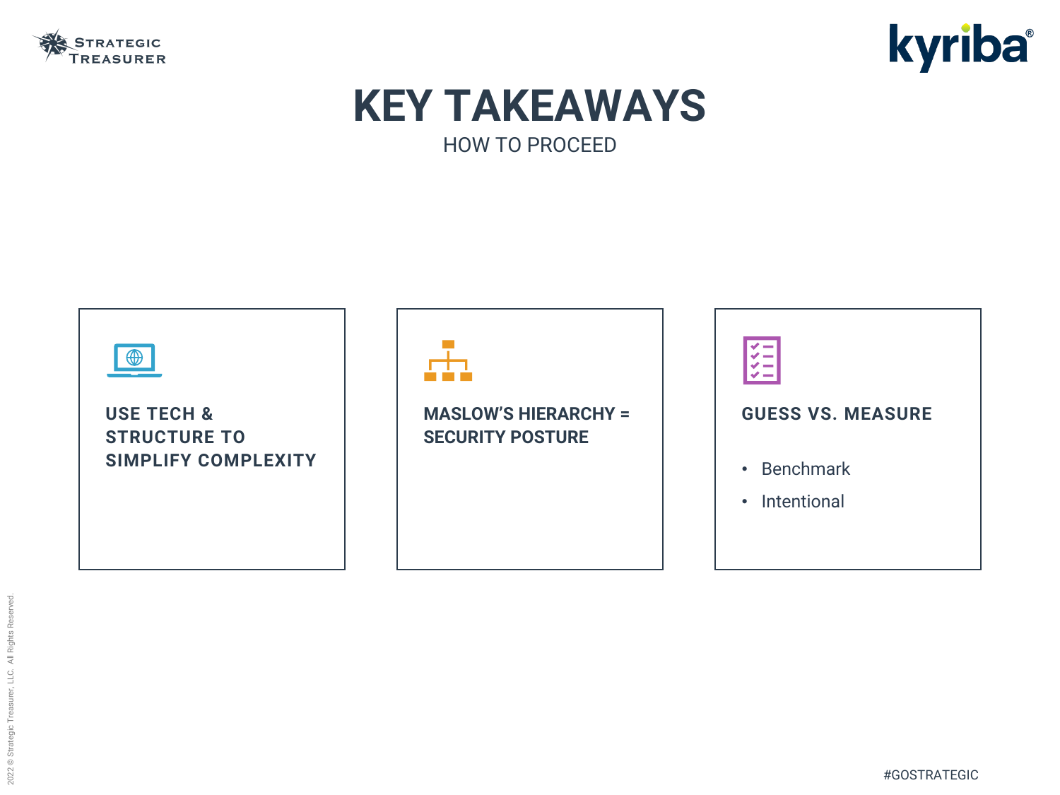# KEY TAKEAWAYS

HOW TO PROCEED

### USE TECH & STRUCTURE TO SIMPLIFY COMPLEXITY

### MASLOW'S HIERARCHY = SECURITY POSTURE

### GUESS VS. MEASURE

- Benchmark
- Intentional

#GOSTRATEGIC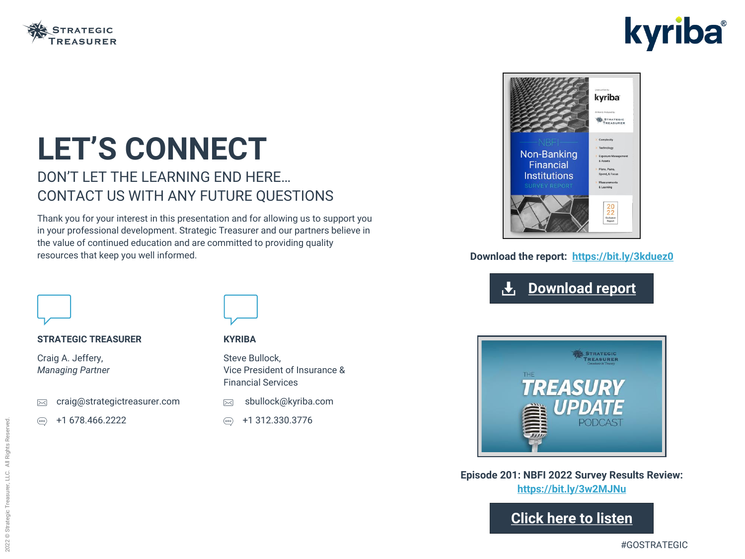# LET'S CONNECT

## DON'T LET THE LEARNING END HERE… CONTACT US WITH ANY FUTURE QUESTIONS

Thank you for your interest in this presentation and for allowing us to support you in your professional development. Strategic Treasurer and our partners believe in the value of continued education and are committed to providing quality resources that keep you well informed.

**STRATEGIC TREASURER**

Craig A. Jeffery,
*Managing Partner*

craig@strategictreasurer.com

+1 678.466.2222

**KYRIBA**

Steve Bullock,
Vice President of Insurance & Financial Services

sbullock@kyriba.com

+1 312.330.3776

**Download the report:** https://bit.ly/3kduez0

Download report

**Episode 201: NBFI 2022 Survey Results Review:** https://bit.ly/3w2MJNu

Click here to listen

#GOSTRATEGIC

2022 © Strategic Treasurer, LLC. All Rights Reserved.